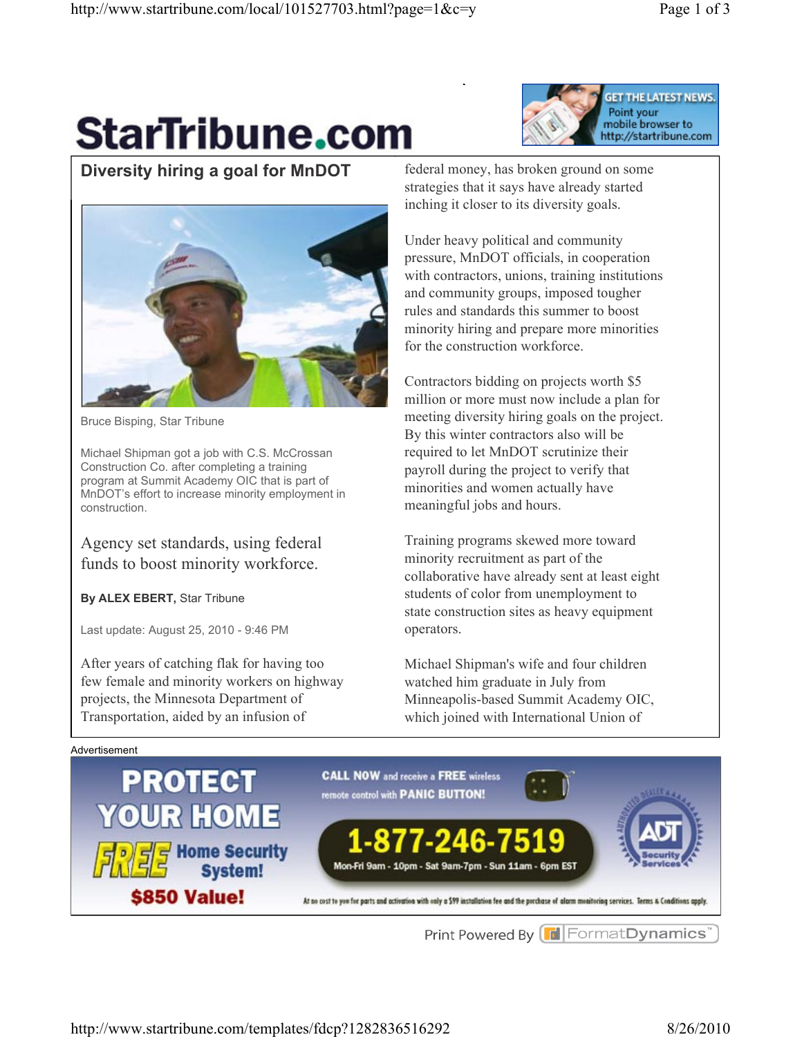# Diversity hiring a goal for MnDOT

Bruce Bisping, Star Tribune

Michael Shipman got a job with C.S. McCrossan Construction Co. after completing a training program at Summit Academy OIC that is part of MnDOT's effort to increase minority employment in construction.

Agency set standards, using federal funds to boost minority workforce.

**By ALEX EBERT,** Star Tribune

Last update: August 25, 2010 - 9:46 PM

After years of catching flak for having too few female and minority workers on highway projects, the Minnesota Department of Transportation, aided by an infusion of federal money, has broken ground on some strategies that it says have already started inching it closer to its diversity goals.

Under heavy political and community pressure, MnDOT officials, in cooperation with contractors, unions, training institutions and community groups, imposed tougher rules and standards this summer to boost minority hiring and prepare more minorities for the construction workforce.

Contractors bidding on projects worth $5 million or more must now include a plan for meeting diversity hiring goals on the project. By this winter contractors also will be required to let MnDOT scrutinize their payroll during the project to verify that minorities and women actually have meaningful jobs and hours.

Training programs skewed more toward minority recruitment as part of the collaborative have already sent at least eight students of color from unemployment to state construction sites as heavy equipment operators.

Michael Shipman's wife and four children watched him graduate in July from Minneapolis-based Summit Academy OIC, which joined with International Union of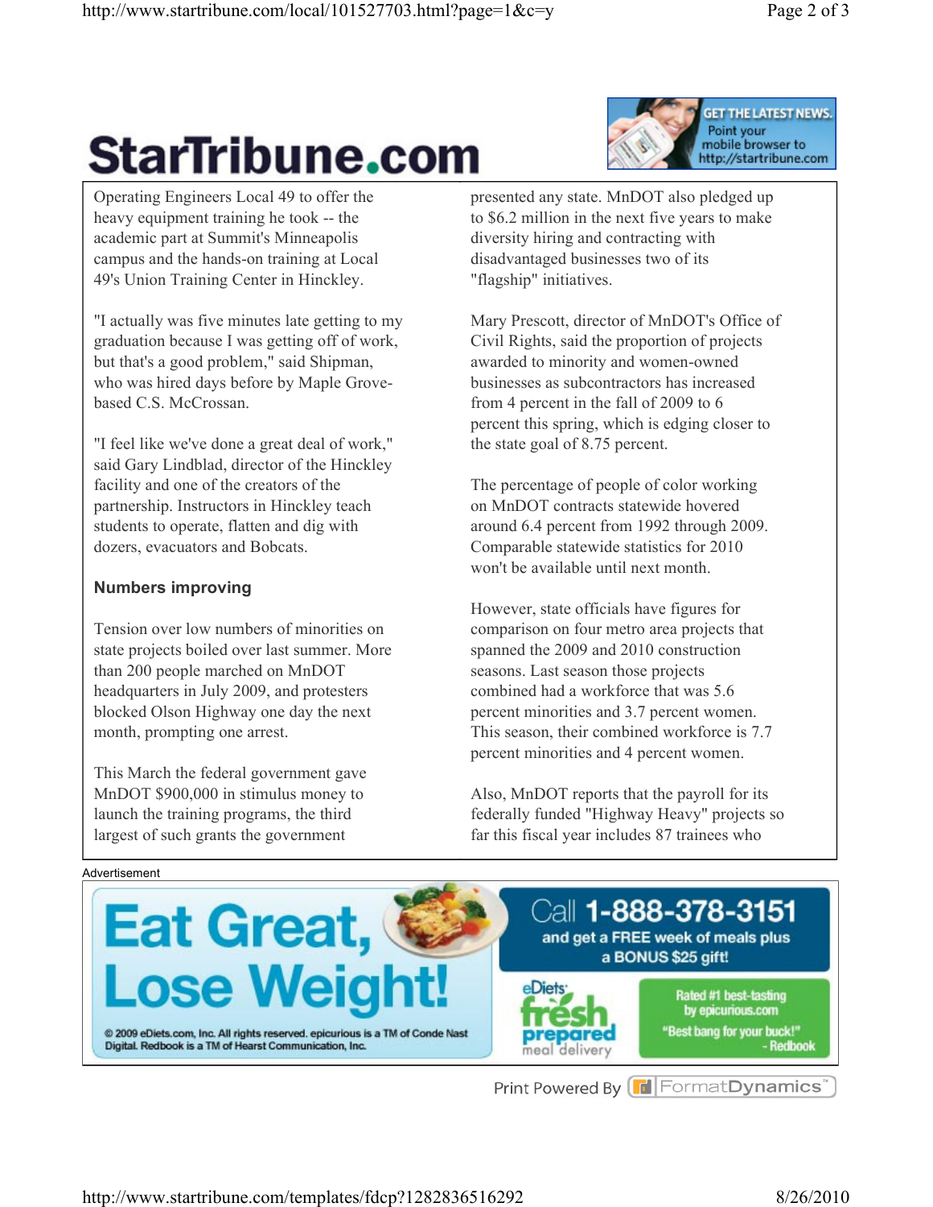Operating Engineers Local 49 to offer the heavy equipment training he took -- the academic part at Summit's Minneapolis campus and the hands-on training at Local 49's Union Training Center in Hinckley.

"I actually was five minutes late getting to my graduation because I was getting off of work, but that's a good problem," said Shipman, who was hired days before by Maple Grove-based C.S. McCrossan.

"I feel like we've done a great deal of work," said Gary Lindblad, director of the Hinckley facility and one of the creators of the partnership. Instructors in Hinckley teach students to operate, flatten and dig with dozers, evacuators and Bobcats.

### Numbers improving

Tension over low numbers of minorities on state projects boiled over last summer. More than 200 people marched on MnDOT headquarters in July 2009, and protesters blocked Olson Highway one day the next month, prompting one arrest.

This March the federal government gave MnDOT $900,000 in stimulus money to launch the training programs, the third largest of such grants the government presented any state. MnDOT also pledged up to $6.2 million in the next five years to make diversity hiring and contracting with disadvantaged businesses two of its "flagship" initiatives.

Mary Prescott, director of MnDOT's Office of Civil Rights, said the proportion of projects awarded to minority and women-owned businesses as subcontractors has increased from 4 percent in the fall of 2009 to 6 percent this spring, which is edging closer to the state goal of 8.75 percent.

The percentage of people of color working on MnDOT contracts statewide hovered around 6.4 percent from 1992 through 2009. Comparable statewide statistics for 2010 won't be available until next month.

However, state officials have figures for comparison on four metro area projects that spanned the 2009 and 2010 construction seasons. Last season those projects combined had a workforce that was 5.6 percent minorities and 3.7 percent women. This season, their combined workforce is 7.7 percent minorities and 4 percent women.

Also, MnDOT reports that the payroll for its federally funded "Highway Heavy" projects so far this fiscal year includes 87 trainees who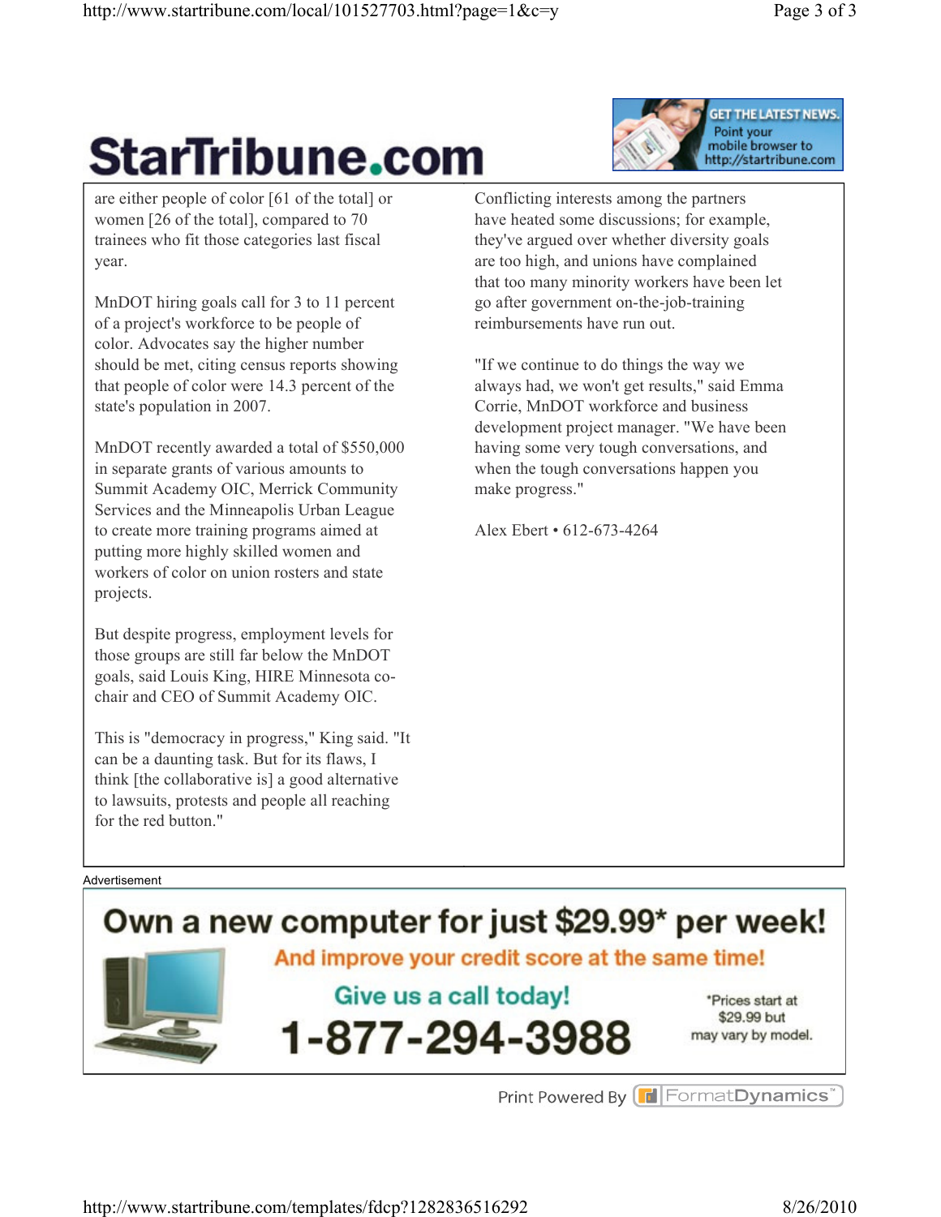are either people of color [61 of the total] or women [26 of the total], compared to 70 trainees who fit those categories last fiscal year.

MnDOT hiring goals call for 3 to 11 percent of a project's workforce to be people of color. Advocates say the higher number should be met, citing census reports showing that people of color were 14.3 percent of the state's population in 2007.

MnDOT recently awarded a total of $550,000 in separate grants of various amounts to Summit Academy OIC, Merrick Community Services and the Minneapolis Urban League to create more training programs aimed at putting more highly skilled women and workers of color on union rosters and state projects.

But despite progress, employment levels for those groups are still far below the MnDOT goals, said Louis King, HIRE Minnesota co-chair and CEO of Summit Academy OIC.

This is "democracy in progress," King said. "It can be a daunting task. But for its flaws, I think [the collaborative is] a good alternative to lawsuits, protests and people all reaching for the red button."

Conflicting interests among the partners have heated some discussions; for example, they've argued over whether diversity goals are too high, and unions have complained that too many minority workers have been let go after government on-the-job-training reimbursements have run out.

"If we continue to do things the way we always had, we won't get results," said Emma Corrie, MnDOT workforce and business development project manager. "We have been having some very tough conversations, and when the tough conversations happen you make progress."

Alex Ebert • 612-673-4264